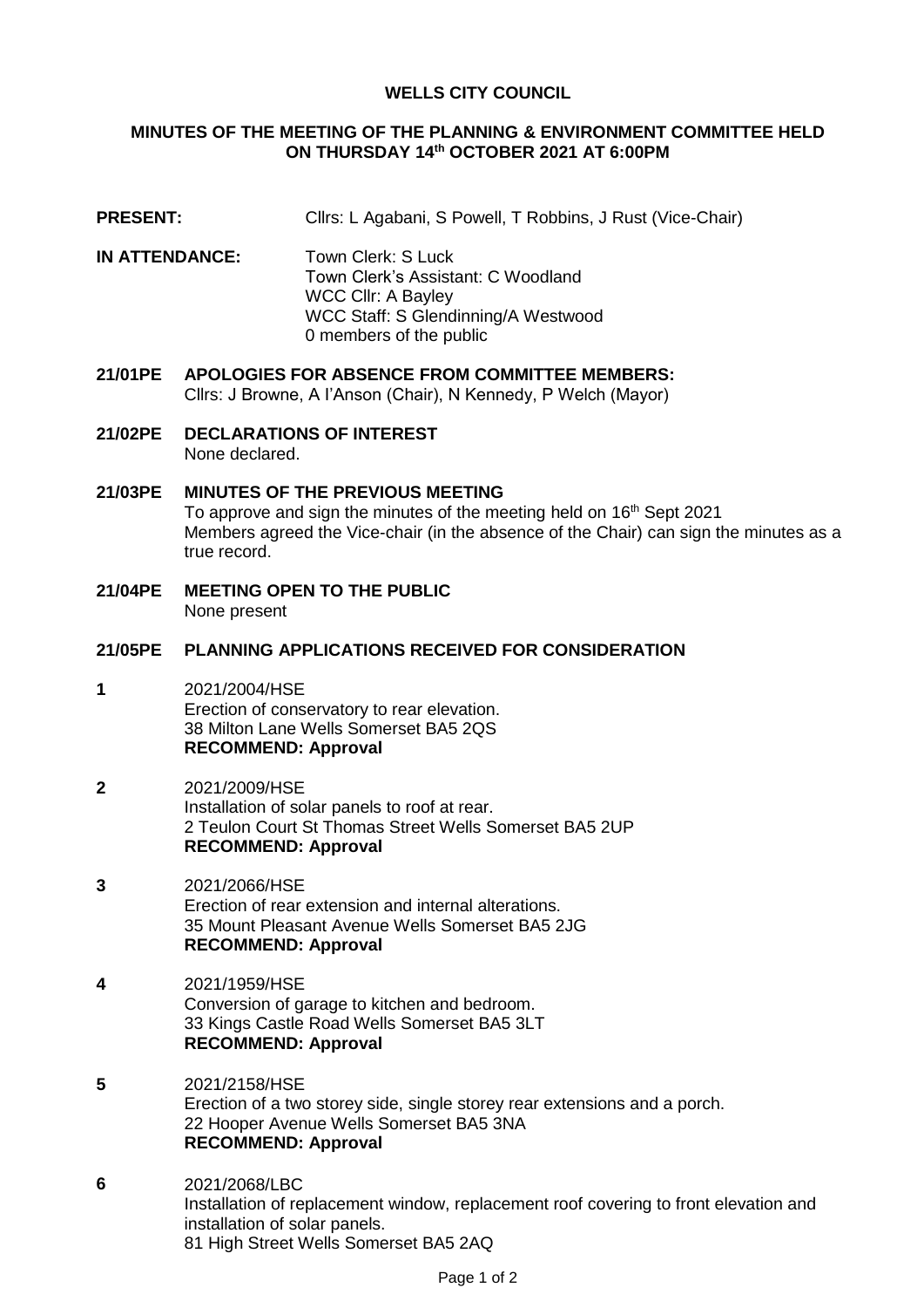# WELLS CITY COUNCIL

## MINUTES OF THE MEETING OF THE PLANNING & ENVIRONMENT COMMITTEE HELD ON THURSDAY 14th OCTOBER 2021 AT 6:00PM

**PRESENT:** Cllrs: L Agabani, S Powell, T Robbins, J Rust (Vice-Chair)

**IN ATTENDANCE:** Town Clerk: S Luck
Town Clerk's Assistant: C Woodland
WCC Cllr: A Bayley
WCC Staff: S Glendinning/A Westwood
0 members of the public

**21/01PE APOLOGIES FOR ABSENCE FROM COMMITTEE MEMBERS:**
Cllrs: J Browne, A I'Anson (Chair), N Kennedy, P Welch (Mayor)

**21/02PE DECLARATIONS OF INTEREST**
None declared.

**21/03PE MINUTES OF THE PREVIOUS MEETING**
To approve and sign the minutes of the meeting held on 16th Sept 2021
Members agreed the Vice-chair (in the absence of the Chair) can sign the minutes as a true record.

**21/04PE MEETING OPEN TO THE PUBLIC**
None present

**21/05PE PLANNING APPLICATIONS RECEIVED FOR CONSIDERATION**

**1** 2021/2004/HSE
Erection of conservatory to rear elevation.
38 Milton Lane Wells Somerset BA5 2QS
**RECOMMEND: Approval**

**2** 2021/2009/HSE
Installation of solar panels to roof at rear.
2 Teulon Court St Thomas Street Wells Somerset BA5 2UP
**RECOMMEND: Approval**

**3** 2021/2066/HSE
Erection of rear extension and internal alterations.
35 Mount Pleasant Avenue Wells Somerset BA5 2JG
**RECOMMEND: Approval**

**4** 2021/1959/HSE
Conversion of garage to kitchen and bedroom.
33 Kings Castle Road Wells Somerset BA5 3LT
**RECOMMEND: Approval**

**5** 2021/2158/HSE
Erection of a two storey side, single storey rear extensions and a porch.
22 Hooper Avenue Wells Somerset BA5 3NA
**RECOMMEND: Approval**

**6** 2021/2068/LBC
Installation of replacement window, replacement roof covering to front elevation and installation of solar panels.
81 High Street Wells Somerset BA5 2AQ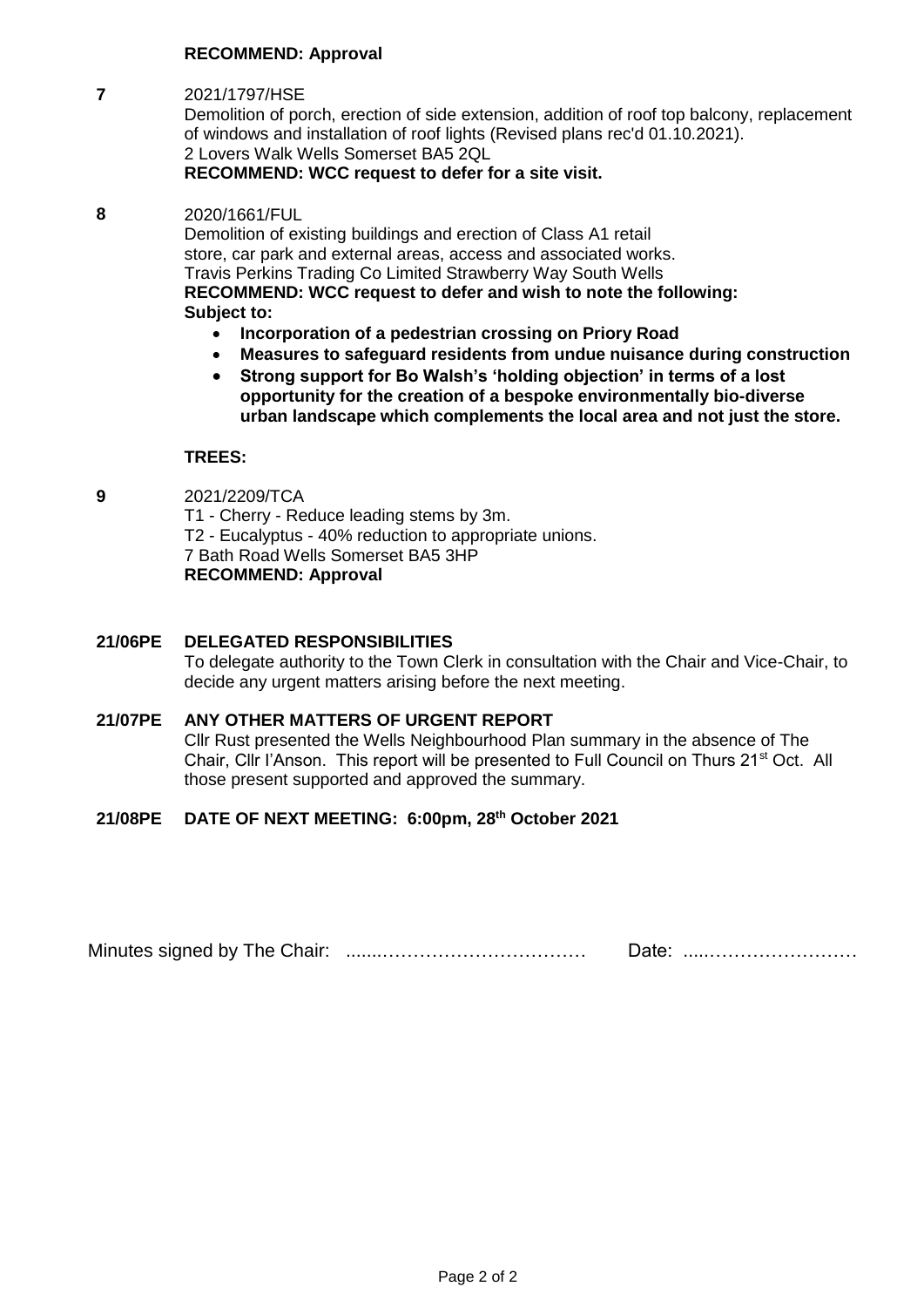**RECOMMEND: Approval**

**7** 2021/1797/HSE
Demolition of porch, erection of side extension, addition of roof top balcony, replacement of windows and installation of roof lights (Revised plans rec'd 01.10.2021).
2 Lovers Walk Wells Somerset BA5 2QL
**RECOMMEND: WCC request to defer for a site visit.**

**8** 2020/1661/FUL
Demolition of existing buildings and erection of Class A1 retail store, car park and external areas, access and associated works.
Travis Perkins Trading Co Limited Strawberry Way South Wells
**RECOMMEND: WCC request to defer and wish to note the following:**
**Subject to:**

- **Incorporation of a pedestrian crossing on Priory Road**
- **Measures to safeguard residents from undue nuisance during construction**
- **Strong support for Bo Walsh's 'holding objection' in terms of a lost opportunity for the creation of a bespoke environmentally bio-diverse urban landscape which complements the local area and not just the store.**

**TREES:**

**9** 2021/2209/TCA
T1 - Cherry - Reduce leading stems by 3m.
T2 - Eucalyptus - 40% reduction to appropriate unions.
7 Bath Road Wells Somerset BA5 3HP
**RECOMMEND: Approval**

## 21/06PE DELEGATED RESPONSIBILITIES

To delegate authority to the Town Clerk in consultation with the Chair and Vice-Chair, to decide any urgent matters arising before the next meeting.

## 21/07PE ANY OTHER MATTERS OF URGENT REPORT

Cllr Rust presented the Wells Neighbourhood Plan summary in the absence of The Chair, Cllr I'Anson. This report will be presented to Full Council on Thurs 21st Oct. All those present supported and approved the summary.

## 21/08PE DATE OF NEXT MEETING: 6:00pm, 28th October 2021

Minutes signed by The Chair: .......…………………………… Date: .....……………………